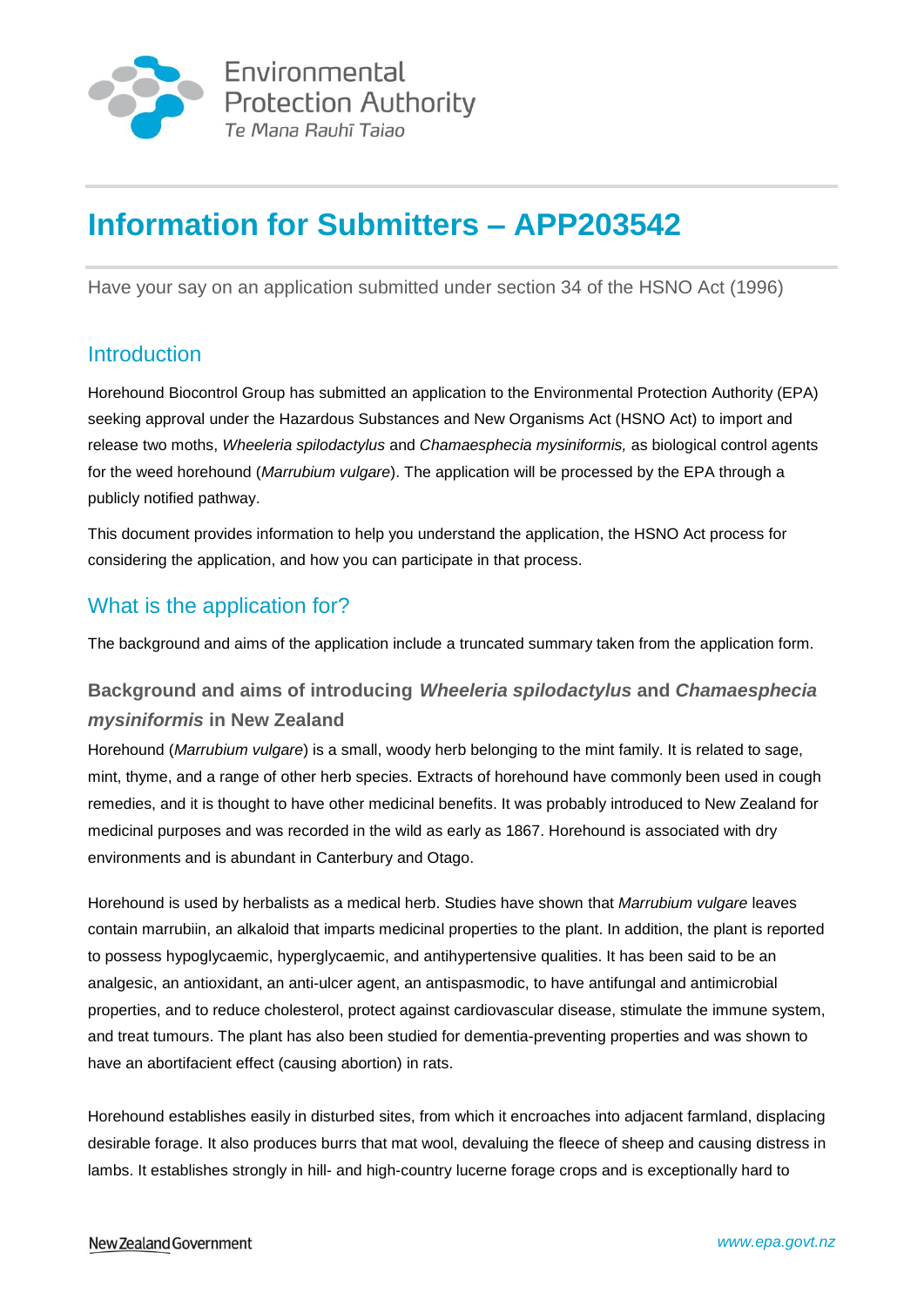Environmental Protection Authority
*Te Mana Rauhī Taiao*

# Information for Submitters – APP203542

Have your say on an application submitted under section 34 of the HSNO Act (1996)

## Introduction

Horehound Biocontrol Group has submitted an application to the Environmental Protection Authority (EPA) seeking approval under the Hazardous Substances and New Organisms Act (HSNO Act) to import and release two moths, *Wheeleria spilodactylus* and *Chamaesphecia mysiniformis,* as biological control agents for the weed horehound (*Marrubium vulgare*). The application will be processed by the EPA through a publicly notified pathway.

This document provides information to help you understand the application, the HSNO Act process for considering the application, and how you can participate in that process.

## What is the application for?

The background and aims of the application include a truncated summary taken from the application form.

### Background and aims of introducing *Wheeleria spilodactylus* and *Chamaesphecia mysiniformis* in New Zealand

Horehound (*Marrubium vulgare*) is a small, woody herb belonging to the mint family. It is related to sage, mint, thyme, and a range of other herb species. Extracts of horehound have commonly been used in cough remedies, and it is thought to have other medicinal benefits. It was probably introduced to New Zealand for medicinal purposes and was recorded in the wild as early as 1867. Horehound is associated with dry environments and is abundant in Canterbury and Otago.

Horehound is used by herbalists as a medical herb. Studies have shown that *Marrubium vulgare* leaves contain marrubiin, an alkaloid that imparts medicinal properties to the plant. In addition, the plant is reported to possess hypoglycaemic, hyperglycaemic, and antihypertensive qualities. It has been said to be an analgesic, an antioxidant, an anti-ulcer agent, an antispasmodic, to have antifungal and antimicrobial properties, and to reduce cholesterol, protect against cardiovascular disease, stimulate the immune system, and treat tumours. The plant has also been studied for dementia-preventing properties and was shown to have an abortifacient effect (causing abortion) in rats.

Horehound establishes easily in disturbed sites, from which it encroaches into adjacent farmland, displacing desirable forage. It also produces burrs that mat wool, devaluing the fleece of sheep and causing distress in lambs. It establishes strongly in hill- and high-country lucerne forage crops and is exceptionally hard to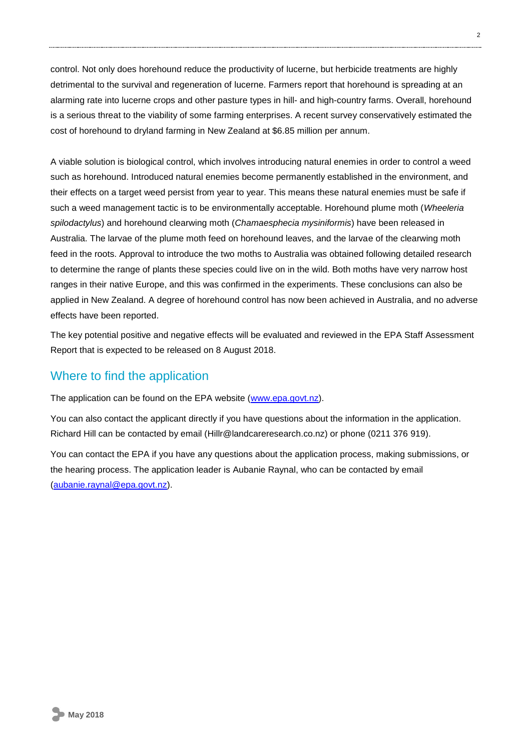control. Not only does horehound reduce the productivity of lucerne, but herbicide treatments are highly detrimental to the survival and regeneration of lucerne. Farmers report that horehound is spreading at an alarming rate into lucerne crops and other pasture types in hill- and high-country farms. Overall, horehound is a serious threat to the viability of some farming enterprises. A recent survey conservatively estimated the cost of horehound to dryland farming in New Zealand at $6.85 million per annum.

A viable solution is biological control, which involves introducing natural enemies in order to control a weed such as horehound. Introduced natural enemies become permanently established in the environment, and their effects on a target weed persist from year to year. This means these natural enemies must be safe if such a weed management tactic is to be environmentally acceptable. Horehound plume moth (*Wheeleria spilodactylus*) and horehound clearwing moth (*Chamaesphecia mysiniformis*) have been released in Australia. The larvae of the plume moth feed on horehound leaves, and the larvae of the clearwing moth feed in the roots. Approval to introduce the two moths to Australia was obtained following detailed research to determine the range of plants these species could live on in the wild. Both moths have very narrow host ranges in their native Europe, and this was confirmed in the experiments. These conclusions can also be applied in New Zealand. A degree of horehound control has now been achieved in Australia, and no adverse effects have been reported.

The key potential positive and negative effects will be evaluated and reviewed in the EPA Staff Assessment Report that is expected to be released on 8 August 2018.

## Where to find the application

The application can be found on the EPA website (www.epa.govt.nz).

You can also contact the applicant directly if you have questions about the information in the application. Richard Hill can be contacted by email (Hillr@landcareresearch.co.nz) or phone (0211 376 919).

You can contact the EPA if you have any questions about the application process, making submissions, or the hearing process. The application leader is Aubanie Raynal, who can be contacted by email (aubanie.raynal@epa.govt.nz).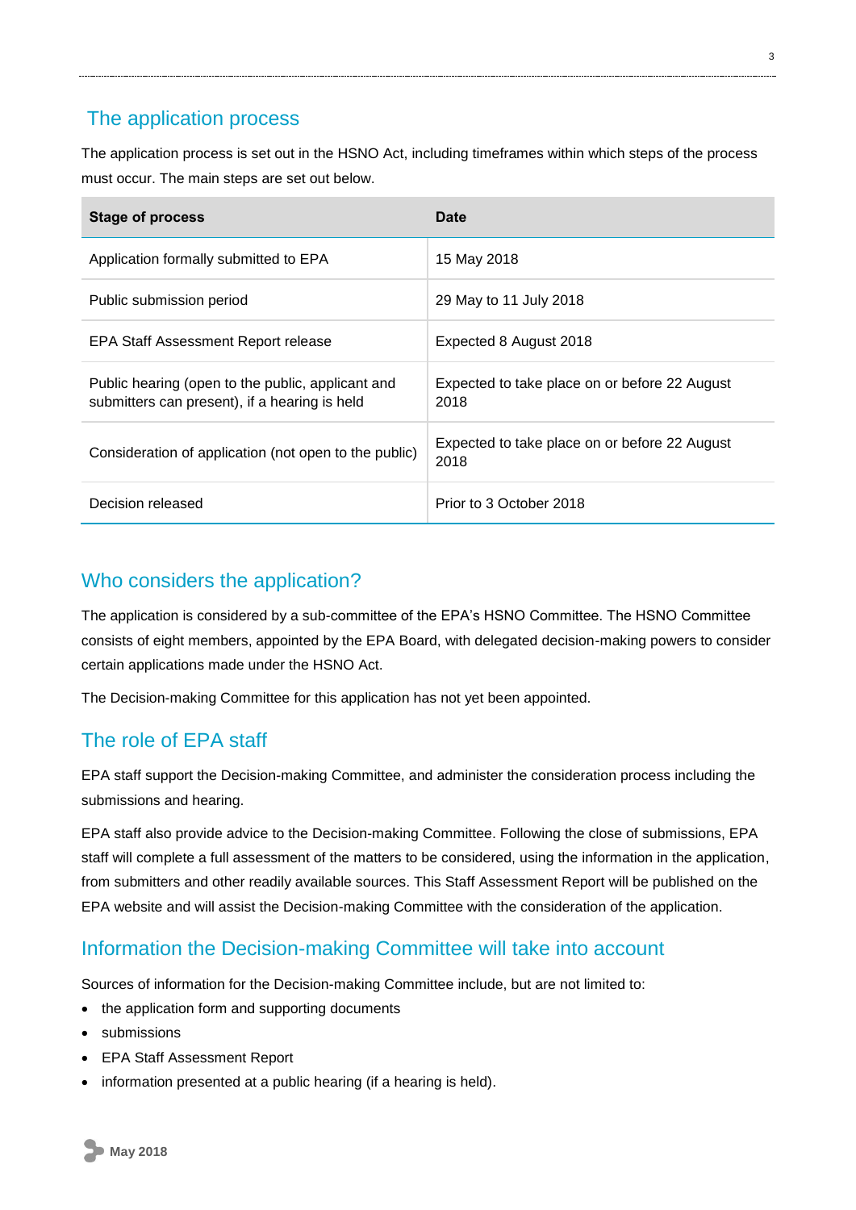## The application process

The application process is set out in the HSNO Act, including timeframes within which steps of the process must occur. The main steps are set out below.

| Stage of process | Date |
| --- | --- |
| Application formally submitted to EPA | 15 May 2018 |
| Public submission period | 29 May to 11 July 2018 |
| EPA Staff Assessment Report release | Expected 8 August 2018 |
| Public hearing (open to the public, applicant and submitters can present), if a hearing is held | Expected to take place on or before 22 August 2018 |
| Consideration of application (not open to the public) | Expected to take place on or before 22 August 2018 |
| Decision released | Prior to 3 October 2018 |

## Who considers the application?

The application is considered by a sub-committee of the EPA's HSNO Committee. The HSNO Committee consists of eight members, appointed by the EPA Board, with delegated decision-making powers to consider certain applications made under the HSNO Act.

The Decision-making Committee for this application has not yet been appointed.

## The role of EPA staff

EPA staff support the Decision-making Committee, and administer the consideration process including the submissions and hearing.

EPA staff also provide advice to the Decision-making Committee. Following the close of submissions, EPA staff will complete a full assessment of the matters to be considered, using the information in the application, from submitters and other readily available sources. This Staff Assessment Report will be published on the EPA website and will assist the Decision-making Committee with the consideration of the application.

## Information the Decision-making Committee will take into account

Sources of information for the Decision-making Committee include, but are not limited to:

- the application form and supporting documents
- submissions
- EPA Staff Assessment Report
- information presented at a public hearing (if a hearing is held).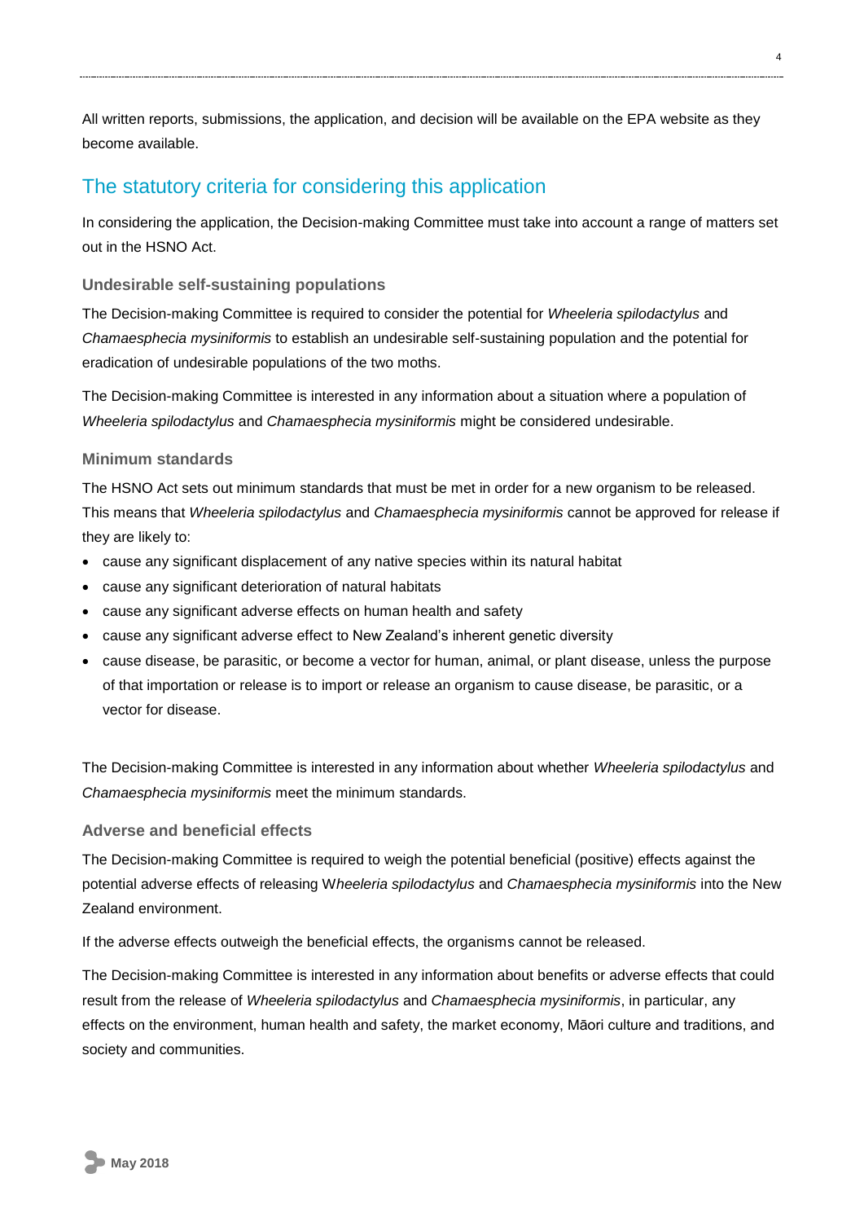All written reports, submissions, the application, and decision will be available on the EPA website as they become available.

## The statutory criteria for considering this application

In considering the application, the Decision-making Committee must take into account a range of matters set out in the HSNO Act.

### Undesirable self-sustaining populations

The Decision-making Committee is required to consider the potential for *Wheeleria spilodactylus* and *Chamaesphecia mysiniformis* to establish an undesirable self-sustaining population and the potential for eradication of undesirable populations of the two moths.

The Decision-making Committee is interested in any information about a situation where a population of *Wheeleria spilodactylus* and *Chamaesphecia mysiniformis* might be considered undesirable.

### Minimum standards

The HSNO Act sets out minimum standards that must be met in order for a new organism to be released. This means that *Wheeleria spilodactylus* and *Chamaesphecia mysiniformis* cannot be approved for release if they are likely to:

- cause any significant displacement of any native species within its natural habitat
- cause any significant deterioration of natural habitats
- cause any significant adverse effects on human health and safety
- cause any significant adverse effect to New Zealand's inherent genetic diversity
- cause disease, be parasitic, or become a vector for human, animal, or plant disease, unless the purpose of that importation or release is to import or release an organism to cause disease, be parasitic, or a vector for disease.

The Decision-making Committee is interested in any information about whether *Wheeleria spilodactylus* and *Chamaesphecia mysiniformis* meet the minimum standards.

### Adverse and beneficial effects

The Decision-making Committee is required to weigh the potential beneficial (positive) effects against the potential adverse effects of releasing W*heeleria spilodactylus* and *Chamaesphecia mysiniformis* into the New Zealand environment.

If the adverse effects outweigh the beneficial effects, the organisms cannot be released.

The Decision-making Committee is interested in any information about benefits or adverse effects that could result from the release of *Wheeleria spilodactylus* and *Chamaesphecia mysiniformis*, in particular, any effects on the environment, human health and safety, the market economy, Māori culture and traditions, and society and communities.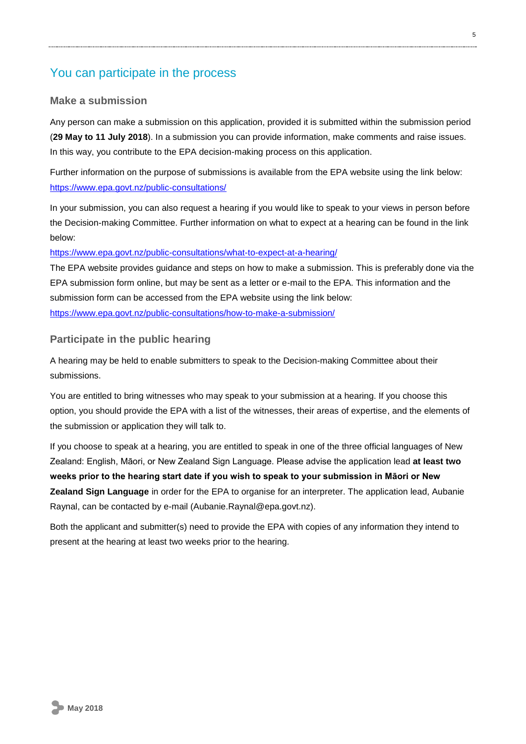## You can participate in the process

### Make a submission

Any person can make a submission on this application, provided it is submitted within the submission period (**29 May to 11 July 2018**). In a submission you can provide information, make comments and raise issues. In this way, you contribute to the EPA decision-making process on this application.

Further information on the purpose of submissions is available from the EPA website using the link below:
https://www.epa.govt.nz/public-consultations/

In your submission, you can also request a hearing if you would like to speak to your views in person before the Decision-making Committee. Further information on what to expect at a hearing can be found in the link below:
https://www.epa.govt.nz/public-consultations/what-to-expect-at-a-hearing/

The EPA website provides guidance and steps on how to make a submission. This is preferably done via the EPA submission form online, but may be sent as a letter or e-mail to the EPA. This information and the submission form can be accessed from the EPA website using the link below:
https://www.epa.govt.nz/public-consultations/how-to-make-a-submission/

### Participate in the public hearing

A hearing may be held to enable submitters to speak to the Decision-making Committee about their submissions.

You are entitled to bring witnesses who may speak to your submission at a hearing. If you choose this option, you should provide the EPA with a list of the witnesses, their areas of expertise, and the elements of the submission or application they will talk to.

If you choose to speak at a hearing, you are entitled to speak in one of the three official languages of New Zealand: English, Māori, or New Zealand Sign Language. Please advise the application lead **at least two weeks prior to the hearing start date if you wish to speak to your submission in Māori or New Zealand Sign Language** in order for the EPA to organise for an interpreter. The application lead, Aubanie Raynal, can be contacted by e-mail (Aubanie.Raynal@epa.govt.nz).

Both the applicant and submitter(s) need to provide the EPA with copies of any information they intend to present at the hearing at least two weeks prior to the hearing.